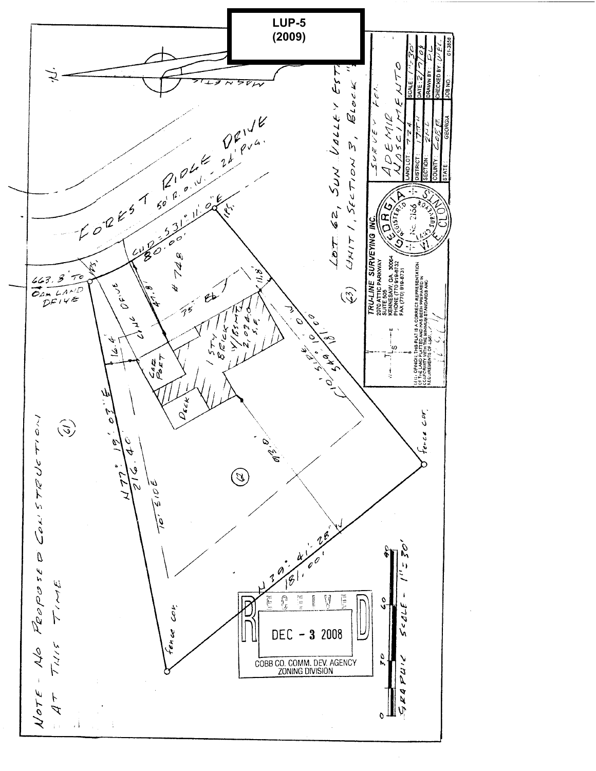**LUP-5 (2009)**

FOREST RIDGE DRIVE
50' R.O.W. - 24' PVG.

CHD = S31° 11' 0" E
80.00'

663.8' TO OAK LAND DRIVE

IPS

IPS

CONC DRIVE

47.8'

# 728

35' BL

11.8'

16.4'

CAR PORT

1 STY BRICK W/BSMT 2,074.0 S.F.

DECK

N77° 19' 03" E
216.40'

10' SIDE

10' SIDE

S 49° 10' 00" W
181.00'

93.0'

N 39° 41' 28" W
181.00'

FENCE COR.

FENCE COR.

(61)

(62)

(63)

LOT 62, SUN VALLEY ESTATES
UNIT 1, SECTION 3, BLOCK "

NOTE - NO PROPOSED CONSTRUCTION AT THIS TIME

MAGNETIC

N.

GRAPHIC SCALE - 1" = 30'
0 30 60 90

RECEIVED
DEC - 3 2008
COBB CO. COMM. DEV. AGENCY
ZONING DIVISION

TRU-LINE SURVEYING INC.
2070 ATTIC PARKWAY
SUITE 505
KENNESAW, GA 30064
PHONE (770) 919-8732
FAX (770) 919-8731

IN MY OPINION THIS PLAT IS A CORRECT REPRESENTATION OF THE LAND PLATTED AND HAS BEEN PREPARED IN CONFORMITY WITH THE MINIMUM STANDARDS AND REQUIREMENTS OF LAW.

GEORGIA REGISTERED NO. 2156 LAND SURVEYOR W.E. CLO

SURVEY FOR
ADEMIR NASCIMENTO

| LAND LOT: 724 | SCALE: 1" = 30' |
| --- | --- |
| DISTRICT: 17TH | DATE: 2/7/04 |
| SECTION: 2ND | DRAWN BY: PL |
| COUNTY: COBB | CHECKED BY: WEC |
| STATE: GEORGIA | JOB NO.: 01-3858 |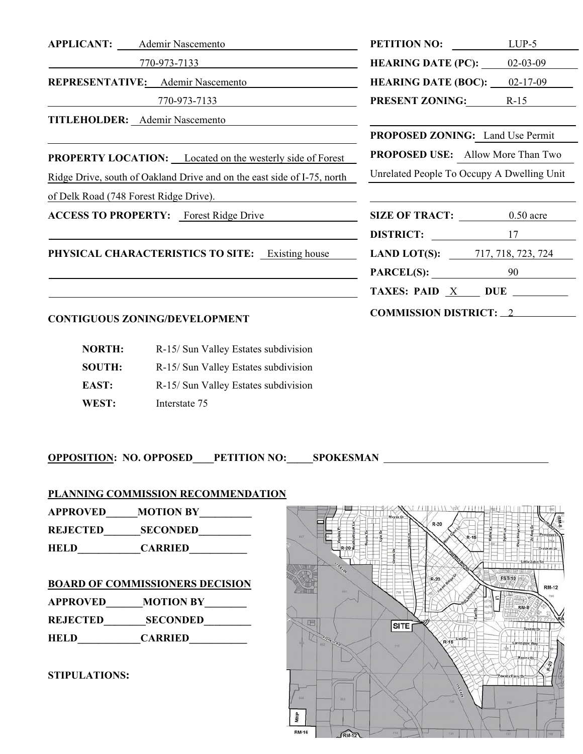**APPLICANT:** Ademir Nascemento

770-973-7133

**REPRESENTATIVE:** Ademir Nascemento

770-973-7133

**TITLEHOLDER:** Ademir Nascemento

**PROPERTY LOCATION:** Located on the westerly side of Forest Ridge Drive, south of Oakland Drive and on the east side of I-75, north of Delk Road (748 Forest Ridge Drive).

**ACCESS TO PROPERTY:** Forest Ridge Drive

**PHYSICAL CHARACTERISTICS TO SITE:** Existing house

**PETITION NO:** LUP-5

**HEARING DATE (PC):** 02-03-09

**HEARING DATE (BOC):** 02-17-09

**PRESENT ZONING:** R-15

**PROPOSED ZONING:** Land Use Permit

**PROPOSED USE:** Allow More Than Two Unrelated People To Occupy A Dwelling Unit

**SIZE OF TRACT:** 0.50 acre

**DISTRICT:** 17

**LAND LOT(S):** 717, 718, 723, 724

**PARCEL(S):** 90

**TAXES: PAID** X **DUE** ____

**COMMISSION DISTRICT:** 2

**CONTIGUOUS ZONING/DEVELOPMENT**

| | |
|---|---|
| **NORTH:** | R-15/ Sun Valley Estates subdivision |
| **SOUTH:** | R-15/ Sun Valley Estates subdivision |
| **EAST:** | R-15/ Sun Valley Estates subdivision |
| **WEST:** | Interstate 75 |

**OPPOSITION: NO. OPPOSED____PETITION NO:_____SPOKESMAN ____________**

**PLANNING COMMISSION RECOMMENDATION**

**APPROVED______MOTION BY__________**

**REJECTED_______SECONDED__________**

**HELD____________CARRIED___________**

**BOARD OF COMMISSIONERS DECISION**

**APPROVED_______MOTION BY________**

**REJECTED________SECONDED_________**

**HELD____________CARRIED___________**

**STIPULATIONS:**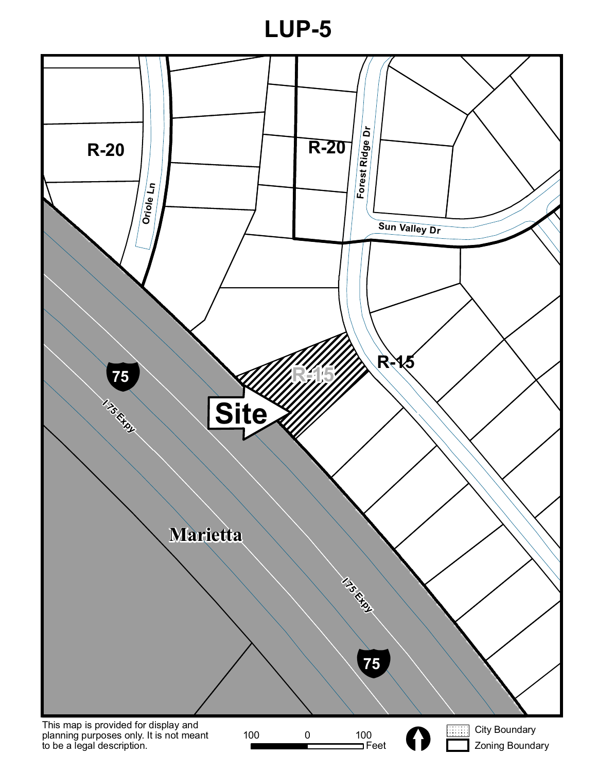# LUP-5

R-20

R-20

Oriole Ln

Forest Ridge Dr

Sun Valley Dr

R-15

R-15

Site

75

I 75 Expy

Marietta

I 75 Expy

75

This map is provided for display and planning purposes only. It is not meant to be a legal description.

100 0 100 Feet

City Boundary

Zoning Boundary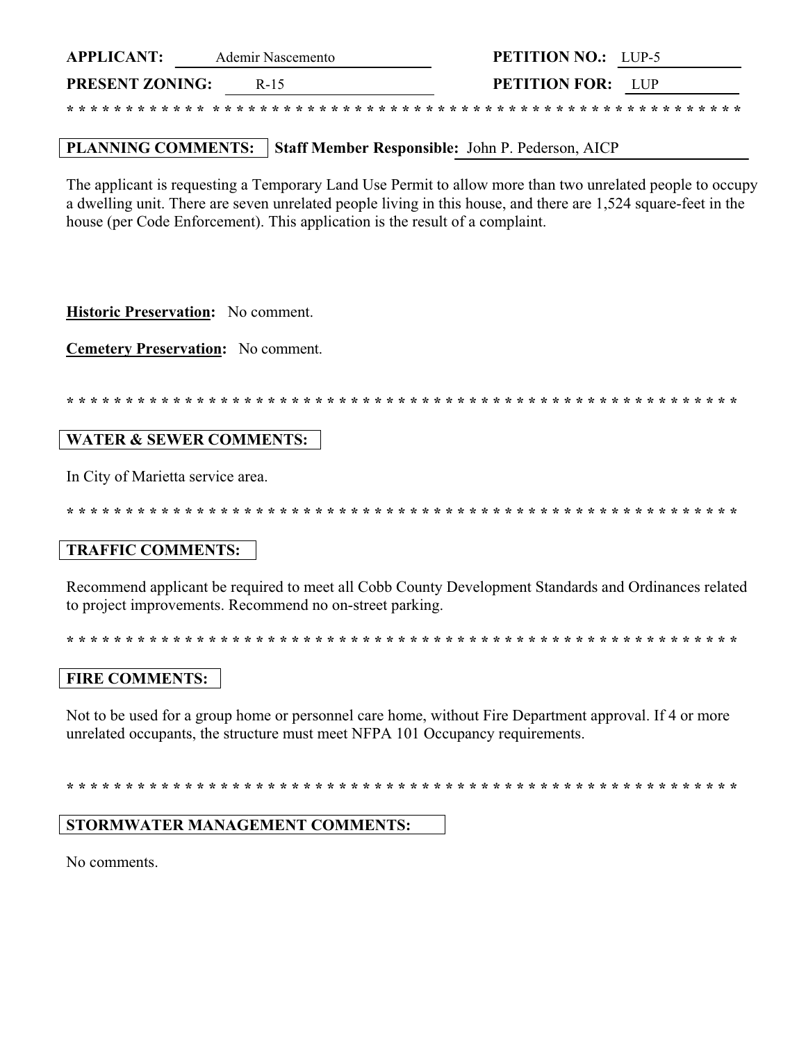**APPLICANT:** Ademir Nascemento **PETITION NO.:** LUP-5

**PRESENT ZONING:** R-15 **PETITION FOR:** LUP

* * * * * * * * * * * * * * * * * * * * * * * * * * * * * * * * * * * * * * * * * * * * * * * * * * * * * * * * * * * * *

**PLANNING COMMENTS:** **Staff Member Responsible:** John P. Pederson, AICP

The applicant is requesting a Temporary Land Use Permit to allow more than two unrelated people to occupy a dwelling unit. There are seven unrelated people living in this house, and there are 1,524 square-feet in the house (per Code Enforcement). This application is the result of a complaint.

**Historic Preservation:** No comment.

**Cemetery Preservation:** No comment.

* * * * * * * * * * * * * * * * * * * * * * * * * * * * * * * * * * * * * * * * * * * * * * * * * * * * * * * * * * * * *

**WATER & SEWER COMMENTS:**

In City of Marietta service area.

* * * * * * * * * * * * * * * * * * * * * * * * * * * * * * * * * * * * * * * * * * * * * * * * * * * * * * * * * * * * *

**TRAFFIC COMMENTS:**

Recommend applicant be required to meet all Cobb County Development Standards and Ordinances related to project improvements. Recommend no on-street parking.

* * * * * * * * * * * * * * * * * * * * * * * * * * * * * * * * * * * * * * * * * * * * * * * * * * * * * * * * * * * * *

**FIRE COMMENTS:**

Not to be used for a group home or personnel care home, without Fire Department approval. If 4 or more unrelated occupants, the structure must meet NFPA 101 Occupancy requirements.

* * * * * * * * * * * * * * * * * * * * * * * * * * * * * * * * * * * * * * * * * * * * * * * * * * * * * * * * * * * * *

**STORMWATER MANAGEMENT COMMENTS:**

No comments.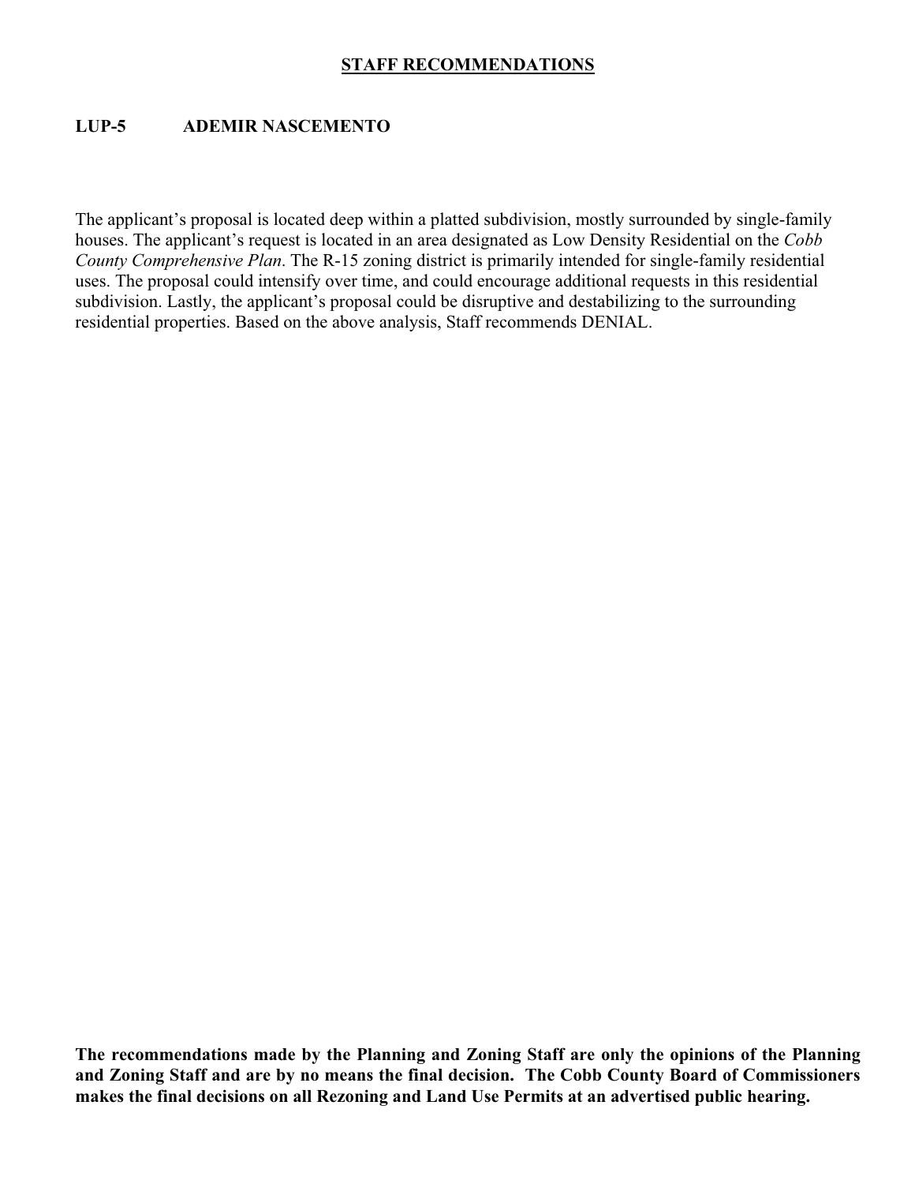## STAFF RECOMMENDATIONS

**LUP-5 ADEMIR NASCEMENTO**

The applicant's proposal is located deep within a platted subdivision, mostly surrounded by single-family houses. The applicant's request is located in an area designated as Low Density Residential on the *Cobb County Comprehensive Plan*. The R-15 zoning district is primarily intended for single-family residential uses. The proposal could intensify over time, and could encourage additional requests in this residential subdivision. Lastly, the applicant's proposal could be disruptive and destabilizing to the surrounding residential properties. Based on the above analysis, Staff recommends DENIAL.

**The recommendations made by the Planning and Zoning Staff are only the opinions of the Planning and Zoning Staff and are by no means the final decision. The Cobb County Board of Commissioners makes the final decisions on all Rezoning and Land Use Permits at an advertised public hearing.**